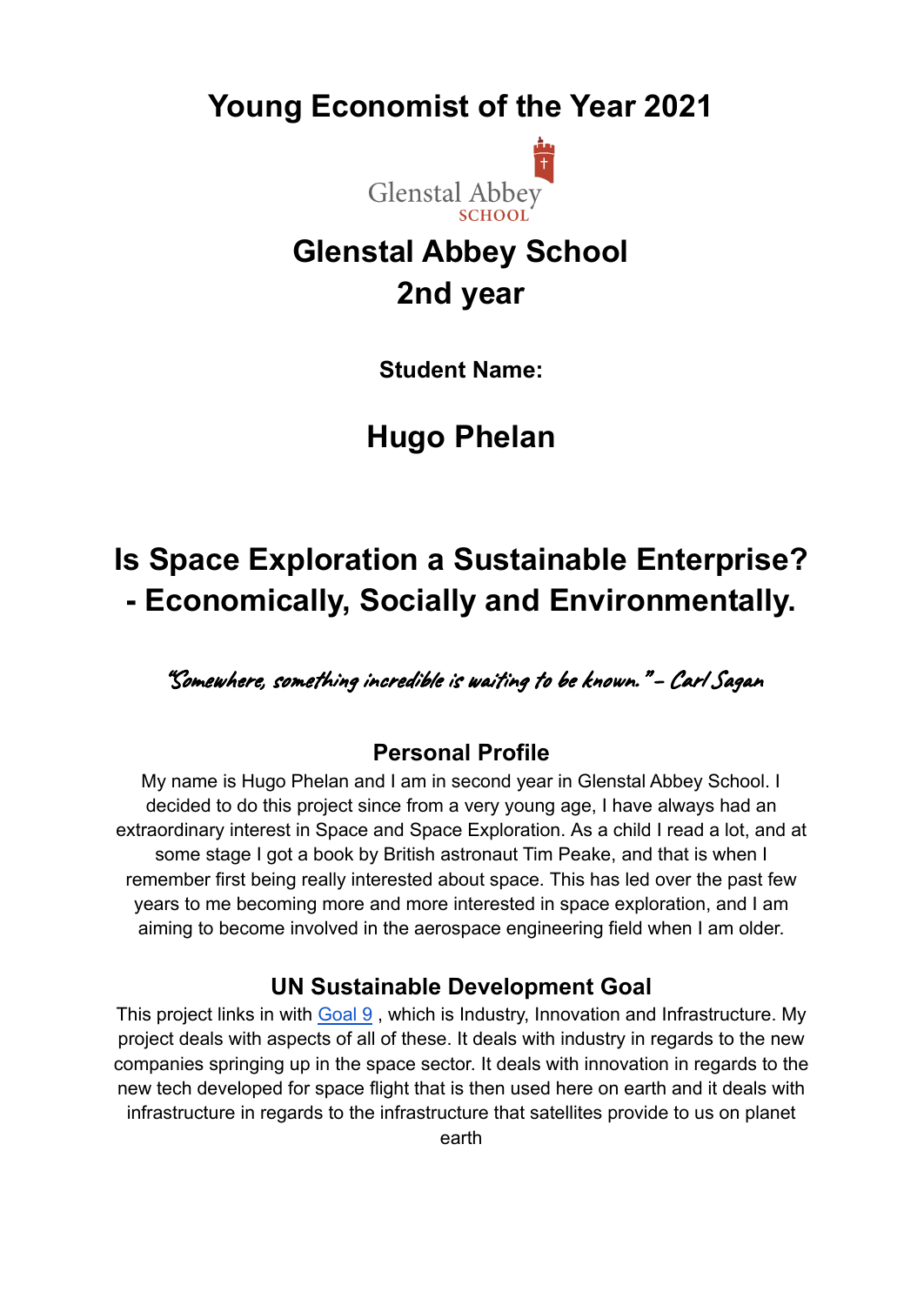# Young Economist of the Year 2021

Glenstal Abbey SCHOOL

## Glenstal Abbey School
## 2nd year

**Student Name:**

## Hugo Phelan

# Is Space Exploration a Sustainable Enterprise? - Economically, Socially and Environmentally.

*"Somewhere, something incredible is waiting to be known." – Carl Sagan*

### Personal Profile

My name is Hugo Phelan and I am in second year in Glenstal Abbey School. I decided to do this project since from a very young age, I have always had an extraordinary interest in Space and Space Exploration. As a child I read a lot, and at some stage I got a book by British astronaut Tim Peake, and that is when I remember first being really interested about space. This has led over the past few years to me becoming more and more interested in space exploration, and I am aiming to become involved in the aerospace engineering field when I am older.

### UN Sustainable Development Goal

This project links in with Goal 9 , which is Industry, Innovation and Infrastructure. My project deals with aspects of all of these. It deals with industry in regards to the new companies springing up in the space sector. It deals with innovation in regards to the new tech developed for space flight that is then used here on earth and it deals with infrastructure in regards to the infrastructure that satellites provide to us on planet earth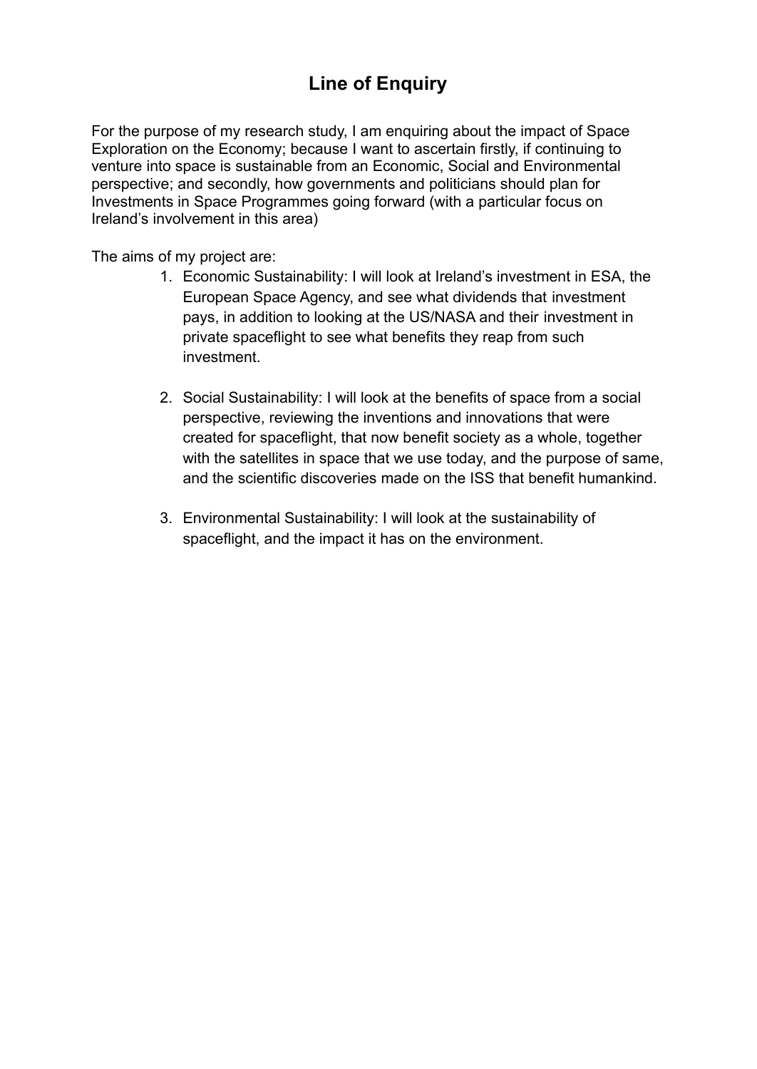# Line of Enquiry

For the purpose of my research study, I am enquiring about the impact of Space Exploration on the Economy; because I want to ascertain firstly, if continuing to venture into space is sustainable from an Economic, Social and Environmental perspective; and secondly, how governments and politicians should plan for Investments in Space Programmes going forward (with a particular focus on Ireland's involvement in this area)

The aims of my project are:

1. Economic Sustainability: I will look at Ireland's investment in ESA, the European Space Agency, and see what dividends that investment pays, in addition to looking at the US/NASA and their investment in private spaceflight to see what benefits they reap from such investment.

2. Social Sustainability: I will look at the benefits of space from a social perspective, reviewing the inventions and innovations that were created for spaceflight, that now benefit society as a whole, together with the satellites in space that we use today, and the purpose of same, and the scientific discoveries made on the ISS that benefit humankind.

3. Environmental Sustainability: I will look at the sustainability of spaceflight, and the impact it has on the environment.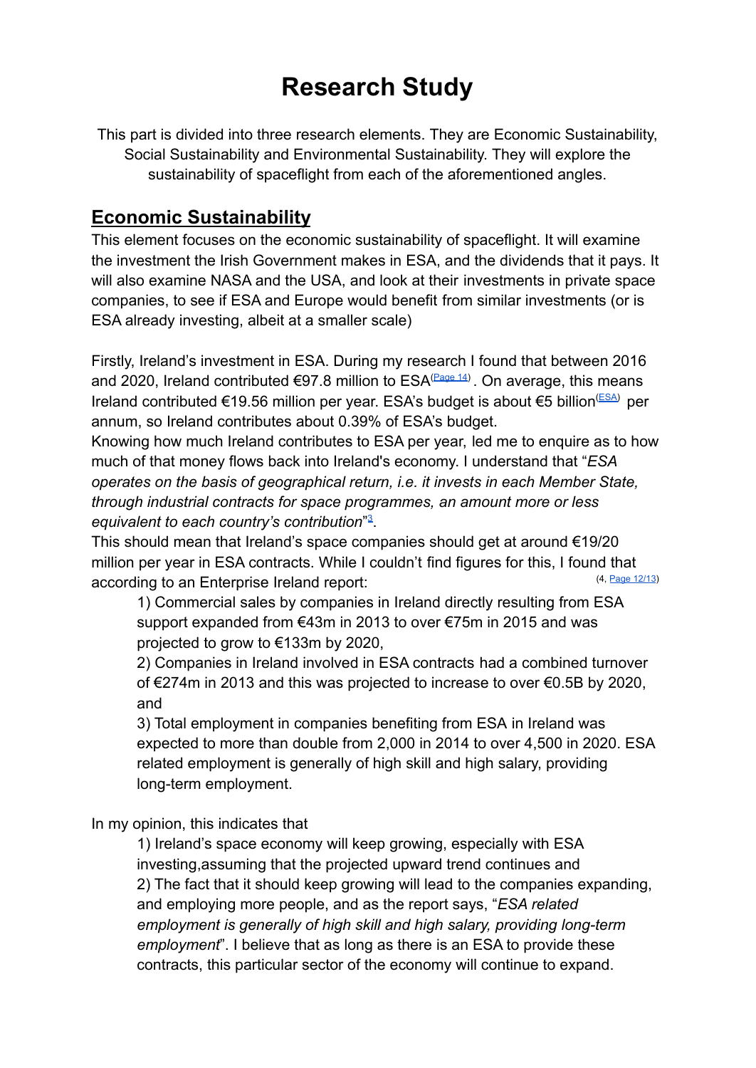# Research Study

This part is divided into three research elements. They are Economic Sustainability, Social Sustainability and Environmental Sustainability. They will explore the sustainability of spaceflight from each of the aforementioned angles.

## Economic Sustainability

This element focuses on the economic sustainability of spaceflight. It will examine the investment the Irish Government makes in ESA, and the dividends that it pays. It will also examine NASA and the USA, and look at their investments in private space companies, to see if ESA and Europe would benefit from similar investments (or is ESA already investing, albeit at a smaller scale)

Firstly, Ireland's investment in ESA. During my research I found that between 2016 and 2020, Ireland contributed €97.8 million to ESA[(Page 14)]. On average, this means Ireland contributed €19.56 million per year. ESA's budget is about €5 billion[(ESA)] per annum, so Ireland contributes about 0.39% of ESA's budget.

Knowing how much Ireland contributes to ESA per year, led me to enquire as to how much of that money flows back into Ireland's economy. I understand that "*ESA operates on the basis of geographical return, i.e. it invests in each Member State, through industrial contracts for space programmes, an amount more or less equivalent to each country's contribution*"[3].

This should mean that Ireland's space companies should get at around €19/20 million per year in ESA contracts. While I couldn't find figures for this, I found that according to an Enterprise Ireland report: (4, Page 12/13)

> 1) Commercial sales by companies in Ireland directly resulting from ESA support expanded from €43m in 2013 to over €75m in 2015 and was projected to grow to €133m by 2020,
>
> 2) Companies in Ireland involved in ESA contracts had a combined turnover of €274m in 2013 and this was projected to increase to over €0.5B by 2020, and
>
> 3) Total employment in companies benefiting from ESA in Ireland was expected to more than double from 2,000 in 2014 to over 4,500 in 2020. ESA related employment is generally of high skill and high salary, providing long-term employment.

In my opinion, this indicates that

> 1) Ireland's space economy will keep growing, especially with ESA investing,assuming that the projected upward trend continues and
>
> 2) The fact that it should keep growing will lead to the companies expanding, and employing more people, and as the report says, "*ESA related employment is generally of high skill and high salary, providing long-term employment*". I believe that as long as there is an ESA to provide these contracts, this particular sector of the economy will continue to expand.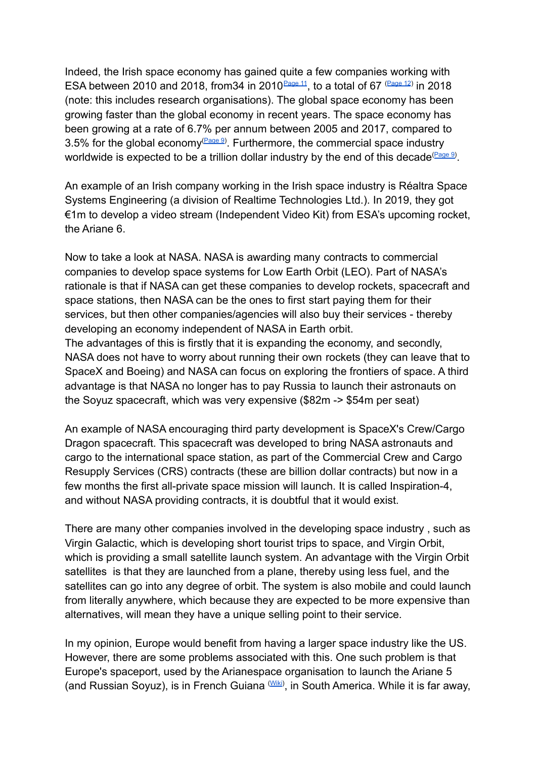Indeed, the Irish space economy has gained quite a few companies working with ESA between 2010 and 2018, from34 in 2010[Page 11], to a total of 67 [(Page 12)] in 2018 (note: this includes research organisations). The global space economy has been growing faster than the global economy in recent years. The space economy has been growing at a rate of 6.7% per annum between 2005 and 2017, compared to 3.5% for the global economy[(Page 9)]. Furthermore, the commercial space industry worldwide is expected to be a trillion dollar industry by the end of this decade[(Page 9)].

An example of an Irish company working in the Irish space industry is Réaltra Space Systems Engineering (a division of Realtime Technologies Ltd.). In 2019, they got €1m to develop a video stream (Independent Video Kit) from ESA's upcoming rocket, the Ariane 6.

Now to take a look at NASA. NASA is awarding many contracts to commercial companies to develop space systems for Low Earth Orbit (LEO). Part of NASA's rationale is that if NASA can get these companies to develop rockets, spacecraft and space stations, then NASA can be the ones to first start paying them for their services, but then other companies/agencies will also buy their services - thereby developing an economy independent of NASA in Earth orbit.
The advantages of this is firstly that it is expanding the economy, and secondly, NASA does not have to worry about running their own rockets (they can leave that to SpaceX and Boeing) and NASA can focus on exploring the frontiers of space. A third advantage is that NASA no longer has to pay Russia to launch their astronauts on the Soyuz spacecraft, which was very expensive ($82m -> $54m per seat)

An example of NASA encouraging third party development is SpaceX's Crew/Cargo Dragon spacecraft. This spacecraft was developed to bring NASA astronauts and cargo to the international space station, as part of the Commercial Crew and Cargo Resupply Services (CRS) contracts (these are billion dollar contracts) but now in a few months the first all-private space mission will launch. It is called Inspiration-4, and without NASA providing contracts, it is doubtful that it would exist.

There are many other companies involved in the developing space industry , such as Virgin Galactic, which is developing short tourist trips to space, and Virgin Orbit, which is providing a small satellite launch system. An advantage with the Virgin Orbit satellites  is that they are launched from a plane, thereby using less fuel, and the satellites can go into any degree of orbit. The system is also mobile and could launch from literally anywhere, which because they are expected to be more expensive than alternatives, will mean they have a unique selling point to their service.

In my opinion, Europe would benefit from having a larger space industry like the US. However, there are some problems associated with this. One such problem is that Europe's spaceport, used by the Arianespace organisation to launch the Ariane 5 (and Russian Soyuz), is in French Guiana [(Wiki)], in South America. While it is far away,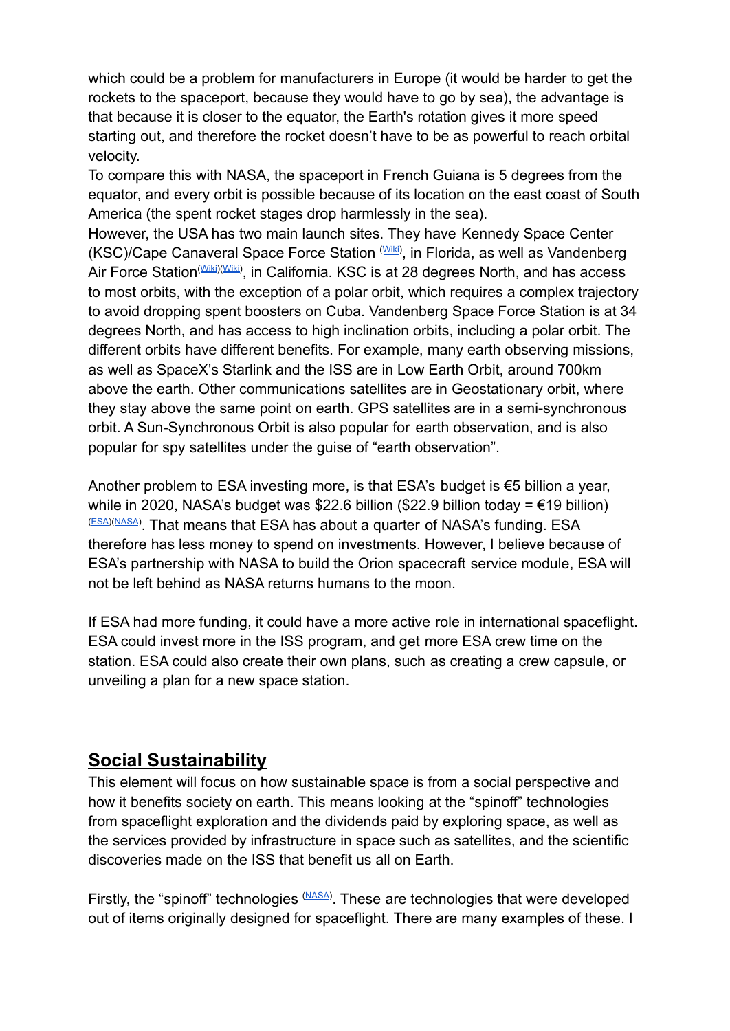which could be a problem for manufacturers in Europe (it would be harder to get the rockets to the spaceport, because they would have to go by sea), the advantage is that because it is closer to the equator, the Earth's rotation gives it more speed starting out, and therefore the rocket doesn't have to be as powerful to reach orbital velocity.

To compare this with NASA, the spaceport in French Guiana is 5 degrees from the equator, and every orbit is possible because of its location on the east coast of South America (the spent rocket stages drop harmlessly in the sea).

However, the USA has two main launch sites. They have Kennedy Space Center (KSC)/Cape Canaveral Space Force Station [(Wiki)], in Florida, as well as Vandenberg Air Force Station[(Wiki)(Wiki)], in California. KSC is at 28 degrees North, and has access to most orbits, with the exception of a polar orbit, which requires a complex trajectory to avoid dropping spent boosters on Cuba. Vandenberg Space Force Station is at 34 degrees North, and has access to high inclination orbits, including a polar orbit. The different orbits have different benefits. For example, many earth observing missions, as well as SpaceX's Starlink and the ISS are in Low Earth Orbit, around 700km above the earth. Other communications satellites are in Geostationary orbit, where they stay above the same point on earth. GPS satellites are in a semi-synchronous orbit. A Sun-Synchronous Orbit is also popular for earth observation, and is also popular for spy satellites under the guise of "earth observation".

Another problem to ESA investing more, is that ESA's budget is €5 billion a year, while in 2020, NASA's budget was $22.6 billion ($22.9 billion today = €19 billion) [(ESA)(NASA)]. That means that ESA has about a quarter of NASA's funding. ESA therefore has less money to spend on investments. However, I believe because of ESA's partnership with NASA to build the Orion spacecraft service module, ESA will not be left behind as NASA returns humans to the moon.

If ESA had more funding, it could have a more active role in international spaceflight. ESA could invest more in the ISS program, and get more ESA crew time on the station. ESA could also create their own plans, such as creating a crew capsule, or unveiling a plan for a new space station.

## Social Sustainability

This element will focus on how sustainable space is from a social perspective and how it benefits society on earth. This means looking at the "spinoff" technologies from spaceflight exploration and the dividends paid by exploring space, as well as the services provided by infrastructure in space such as satellites, and the scientific discoveries made on the ISS that benefit us all on Earth.

Firstly, the "spinoff" technologies [(NASA)]. These are technologies that were developed out of items originally designed for spaceflight. There are many examples of these. I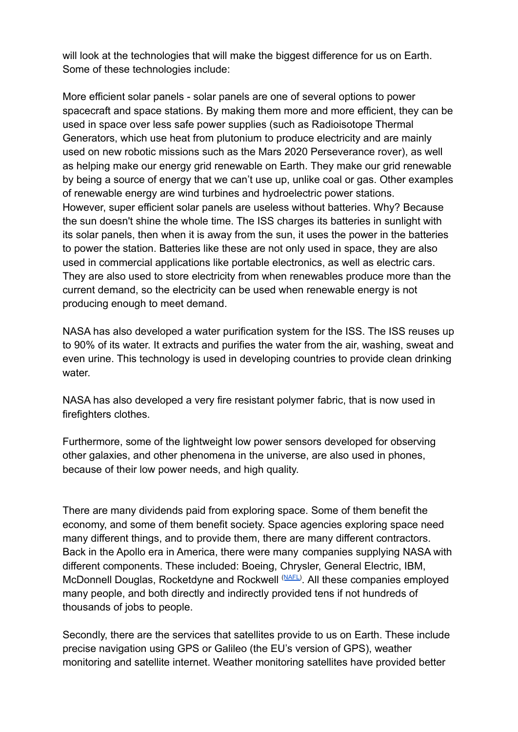will look at the technologies that will make the biggest difference for us on Earth. Some of these technologies include:

More efficient solar panels - solar panels are one of several options to power spacecraft and space stations. By making them more and more efficient, they can be used in space over less safe power supplies (such as Radioisotope Thermal Generators, which use heat from plutonium to produce electricity and are mainly used on new robotic missions such as the Mars 2020 Perseverance rover), as well as helping make our energy grid renewable on Earth. They make our grid renewable by being a source of energy that we can't use up, unlike coal or gas. Other examples of renewable energy are wind turbines and hydroelectric power stations.
However, super efficient solar panels are useless without batteries. Why? Because the sun doesn't shine the whole time. The ISS charges its batteries in sunlight with its solar panels, then when it is away from the sun, it uses the power in the batteries to power the station. Batteries like these are not only used in space, they are also used in commercial applications like portable electronics, as well as electric cars. They are also used to store electricity from when renewables produce more than the current demand, so the electricity can be used when renewable energy is not producing enough to meet demand.

NASA has also developed a water purification system for the ISS. The ISS reuses up to 90% of its water. It extracts and purifies the water from the air, washing, sweat and even urine. This technology is used in developing countries to provide clean drinking water.

NASA has also developed a very fire resistant polymer fabric, that is now used in firefighters clothes.

Furthermore, some of the lightweight low power sensors developed for observing other galaxies, and other phenomena in the universe, are also used in phones, because of their low power needs, and high quality.

There are many dividends paid from exploring space. Some of them benefit the economy, and some of them benefit society. Space agencies exploring space need many different things, and to provide them, there are many different contractors. Back in the Apollo era in America, there were many companies supplying NASA with different components. These included: Boeing, Chrysler, General Electric, IBM, McDonnell Douglas, Rocketdyne and Rockwell [(NAFL)]. All these companies employed many people, and both directly and indirectly provided tens if not hundreds of thousands of jobs to people.

Secondly, there are the services that satellites provide to us on Earth. These include precise navigation using GPS or Galileo (the EU's version of GPS), weather monitoring and satellite internet. Weather monitoring satellites have provided better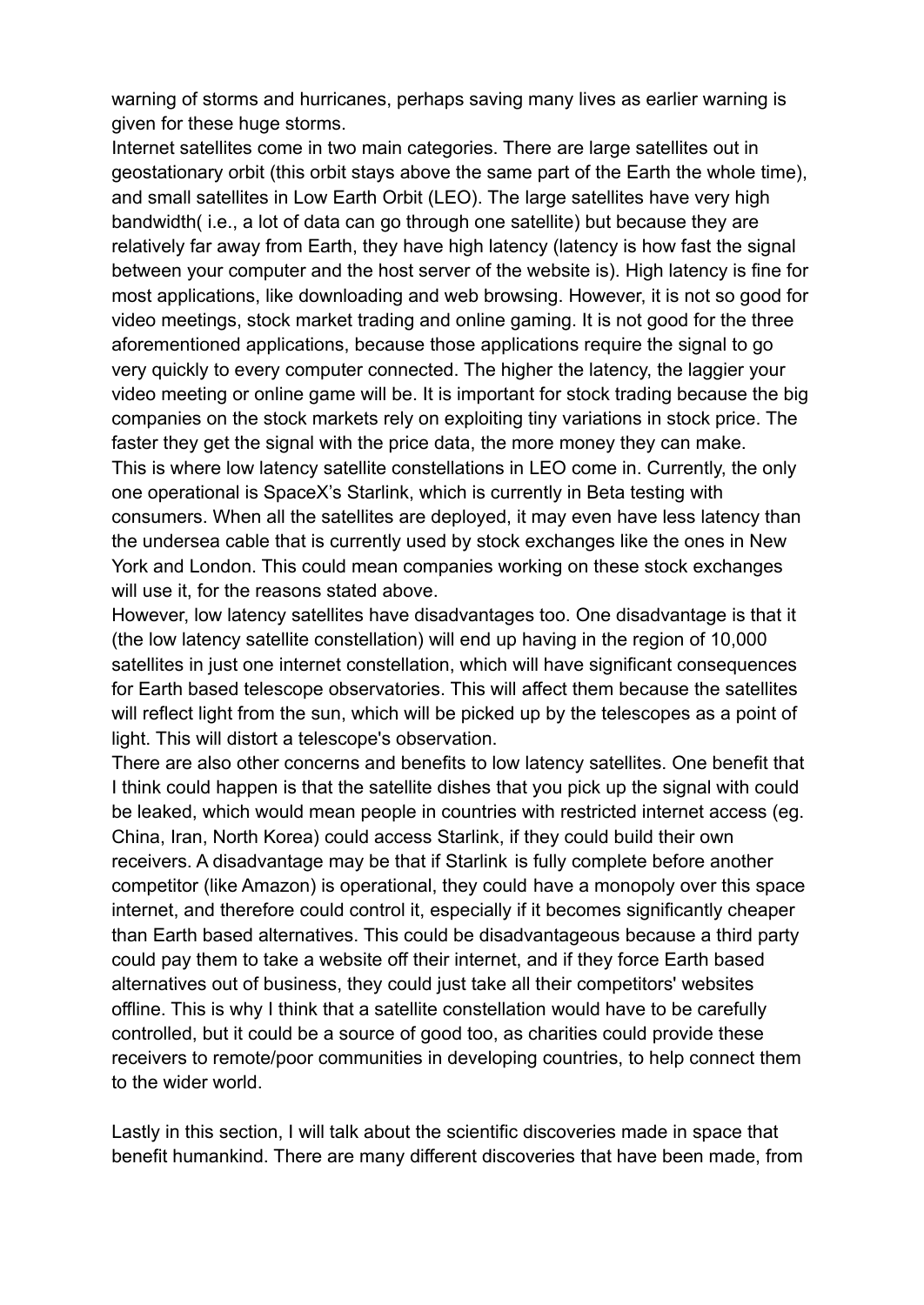warning of storms and hurricanes, perhaps saving many lives as earlier warning is given for these huge storms.

Internet satellites come in two main categories. There are large satellites out in geostationary orbit (this orbit stays above the same part of the Earth the whole time), and small satellites in Low Earth Orbit (LEO). The large satellites have very high bandwidth( i.e., a lot of data can go through one satellite) but because they are relatively far away from Earth, they have high latency (latency is how fast the signal between your computer and the host server of the website is). High latency is fine for most applications, like downloading and web browsing. However, it is not so good for video meetings, stock market trading and online gaming. It is not good for the three aforementioned applications, because those applications require the signal to go very quickly to every computer connected. The higher the latency, the laggier your video meeting or online game will be. It is important for stock trading because the big companies on the stock markets rely on exploiting tiny variations in stock price. The faster they get the signal with the price data, the more money they can make.

This is where low latency satellite constellations in LEO come in. Currently, the only one operational is SpaceX's Starlink, which is currently in Beta testing with consumers. When all the satellites are deployed, it may even have less latency than the undersea cable that is currently used by stock exchanges like the ones in New York and London. This could mean companies working on these stock exchanges will use it, for the reasons stated above.

However, low latency satellites have disadvantages too. One disadvantage is that it (the low latency satellite constellation) will end up having in the region of 10,000 satellites in just one internet constellation, which will have significant consequences for Earth based telescope observatories. This will affect them because the satellites will reflect light from the sun, which will be picked up by the telescopes as a point of light. This will distort a telescope's observation.

There are also other concerns and benefits to low latency satellites. One benefit that I think could happen is that the satellite dishes that you pick up the signal with could be leaked, which would mean people in countries with restricted internet access (eg. China, Iran, North Korea) could access Starlink, if they could build their own receivers. A disadvantage may be that if Starlink is fully complete before another competitor (like Amazon) is operational, they could have a monopoly over this space internet, and therefore could control it, especially if it becomes significantly cheaper than Earth based alternatives. This could be disadvantageous because a third party could pay them to take a website off their internet, and if they force Earth based alternatives out of business, they could just take all their competitors' websites offline. This is why I think that a satellite constellation would have to be carefully controlled, but it could be a source of good too, as charities could provide these receivers to remote/poor communities in developing countries, to help connect them to the wider world.

Lastly in this section, I will talk about the scientific discoveries made in space that benefit humankind. There are many different discoveries that have been made, from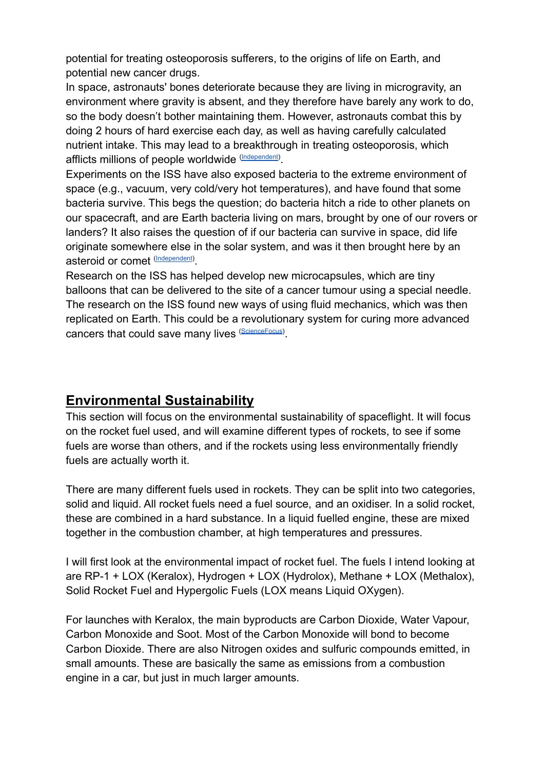potential for treating osteoporosis sufferers, to the origins of life on Earth, and potential new cancer drugs.

In space, astronauts' bones deteriorate because they are living in microgravity, an environment where gravity is absent, and they therefore have barely any work to do, so the body doesn't bother maintaining them. However, astronauts combat this by doing 2 hours of hard exercise each day, as well as having carefully calculated nutrient intake. This may lead to a breakthrough in treating osteoporosis, which afflicts millions of people worldwide (Independent).

Experiments on the ISS have also exposed bacteria to the extreme environment of space (e.g., vacuum, very cold/very hot temperatures), and have found that some bacteria survive. This begs the question; do bacteria hitch a ride to other planets on our spacecraft, and are Earth bacteria living on mars, brought by one of our rovers or landers? It also raises the question of if our bacteria can survive in space, did life originate somewhere else in the solar system, and was it then brought here by an asteroid or comet (Independent).

Research on the ISS has helped develop new microcapsules, which are tiny balloons that can be delivered to the site of a cancer tumour using a special needle. The research on the ISS found new ways of using fluid mechanics, which was then replicated on Earth. This could be a revolutionary system for curing more advanced cancers that could save many lives (ScienceFocus).

## Environmental Sustainability

This section will focus on the environmental sustainability of spaceflight. It will focus on the rocket fuel used, and will examine different types of rockets, to see if some fuels are worse than others, and if the rockets using less environmentally friendly fuels are actually worth it.

There are many different fuels used in rockets. They can be split into two categories, solid and liquid. All rocket fuels need a fuel source, and an oxidiser. In a solid rocket, these are combined in a hard substance. In a liquid fuelled engine, these are mixed together in the combustion chamber, at high temperatures and pressures.

I will first look at the environmental impact of rocket fuel. The fuels I intend looking at are RP-1 + LOX (Keralox), Hydrogen + LOX (Hydrolox), Methane + LOX (Methalox), Solid Rocket Fuel and Hypergolic Fuels (LOX means Liquid OXygen).

For launches with Keralox, the main byproducts are Carbon Dioxide, Water Vapour, Carbon Monoxide and Soot. Most of the Carbon Monoxide will bond to become Carbon Dioxide. There are also Nitrogen oxides and sulfuric compounds emitted, in small amounts. These are basically the same as emissions from a combustion engine in a car, but just in much larger amounts.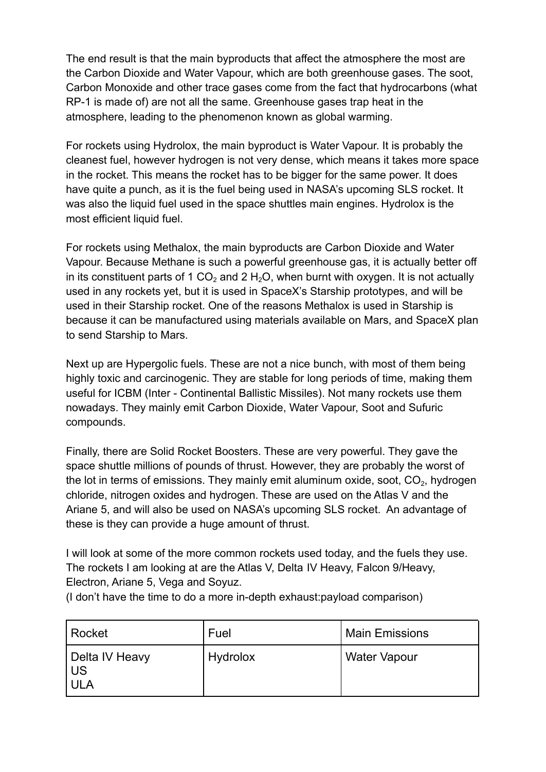The end result is that the main byproducts that affect the atmosphere the most are the Carbon Dioxide and Water Vapour, which are both greenhouse gases. The soot, Carbon Monoxide and other trace gases come from the fact that hydrocarbons (what RP-1 is made of) are not all the same. Greenhouse gases trap heat in the atmosphere, leading to the phenomenon known as global warming.

For rockets using Hydrolox, the main byproduct is Water Vapour. It is probably the cleanest fuel, however hydrogen is not very dense, which means it takes more space in the rocket. This means the rocket has to be bigger for the same power. It does have quite a punch, as it is the fuel being used in NASA's upcoming SLS rocket. It was also the liquid fuel used in the space shuttles main engines. Hydrolox is the most efficient liquid fuel.

For rockets using Methalox, the main byproducts are Carbon Dioxide and Water Vapour. Because Methane is such a powerful greenhouse gas, it is actually better off in its constituent parts of 1 $CO_2$ and 2 $H_2O$, when burnt with oxygen. It is not actually used in any rockets yet, but it is used in SpaceX's Starship prototypes, and will be used in their Starship rocket. One of the reasons Methalox is used in Starship is because it can be manufactured using materials available on Mars, and SpaceX plan to send Starship to Mars.

Next up are Hypergolic fuels. These are not a nice bunch, with most of them being highly toxic and carcinogenic. They are stable for long periods of time, making them useful for ICBM (Inter - Continental Ballistic Missiles). Not many rockets use them nowadays. They mainly emit Carbon Dioxide, Water Vapour, Soot and Sufuric compounds.

Finally, there are Solid Rocket Boosters. These are very powerful. They gave the space shuttle millions of pounds of thrust. However, they are probably the worst of the lot in terms of emissions. They mainly emit aluminum oxide, soot, $CO_2$, hydrogen chloride, nitrogen oxides and hydrogen. These are used on the Atlas V and the Ariane 5, and will also be used on NASA's upcoming SLS rocket. An advantage of these is they can provide a huge amount of thrust.

I will look at some of the more common rockets used today, and the fuels they use. The rockets I am looking at are the Atlas V, Delta IV Heavy, Falcon 9/Heavy, Electron, Ariane 5, Vega and Soyuz.
(I don't have the time to do a more in-depth exhaust:payload comparison)

| Rocket | Fuel | Main Emissions |
|---|---|---|
| Delta IV Heavy<br>US<br>ULA | Hydrolox | Water Vapour |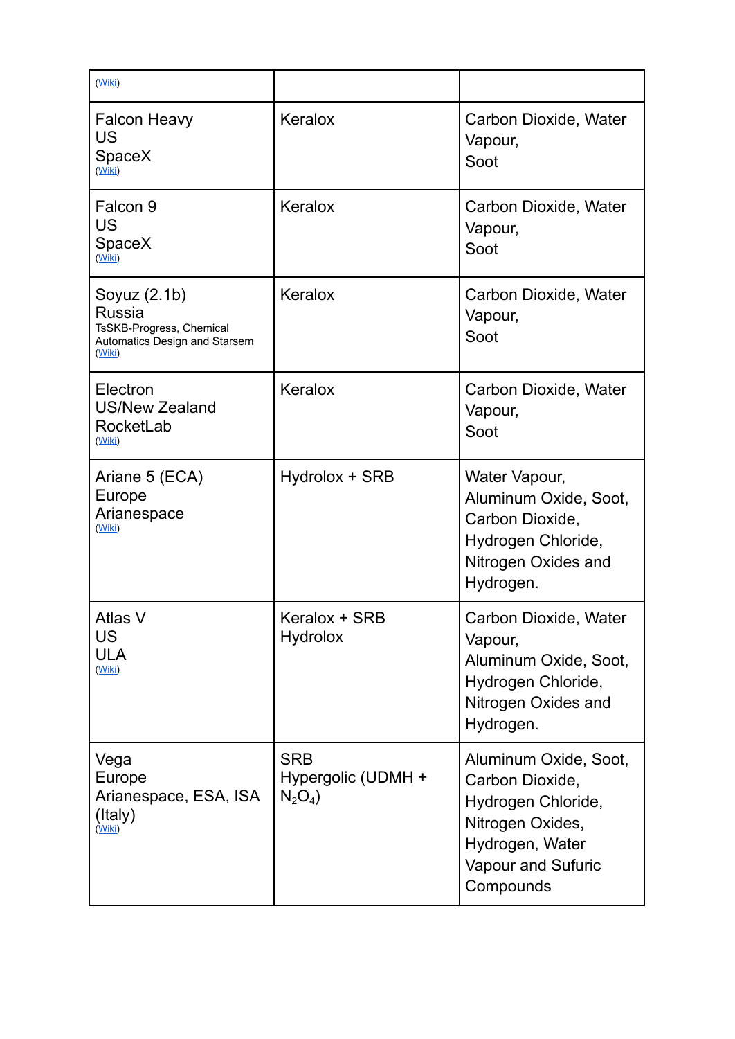| (Wiki) | | |
|---|---|---|
| Falcon Heavy<br>US<br>SpaceX<br>(Wiki) | Keralox | Carbon Dioxide, Water Vapour,<br>Soot |
| Falcon 9<br>US<br>SpaceX<br>(Wiki) | Keralox | Carbon Dioxide, Water Vapour,<br>Soot |
| Soyuz (2.1b)<br>Russia<br>TsSKB-Progress, Chemical Automatics Design and Starsem<br>(Wiki) | Keralox | Carbon Dioxide, Water Vapour,<br>Soot |
| Electron<br>US/New Zealand<br>RocketLab<br>(Wiki) | Keralox | Carbon Dioxide, Water Vapour,<br>Soot |
| Ariane 5 (ECA)<br>Europe<br>Arianespace<br>(Wiki) | Hydrolox + SRB | Water Vapour, Aluminum Oxide, Soot, Carbon Dioxide, Hydrogen Chloride, Nitrogen Oxides and Hydrogen. |
| Atlas V<br>US<br>ULA<br>(Wiki) | Keralox + SRB<br>Hydrolox | Carbon Dioxide, Water Vapour,<br>Aluminum Oxide, Soot, Hydrogen Chloride, Nitrogen Oxides and Hydrogen. |
| Vega<br>Europe<br>Arianespace, ESA, ISA (Italy)<br>(Wiki) | SRB<br>Hypergolic (UDMH + $N_2O_4$) | Aluminum Oxide, Soot, Carbon Dioxide, Hydrogen Chloride, Nitrogen Oxides, Hydrogen, Water Vapour and Sufuric Compounds |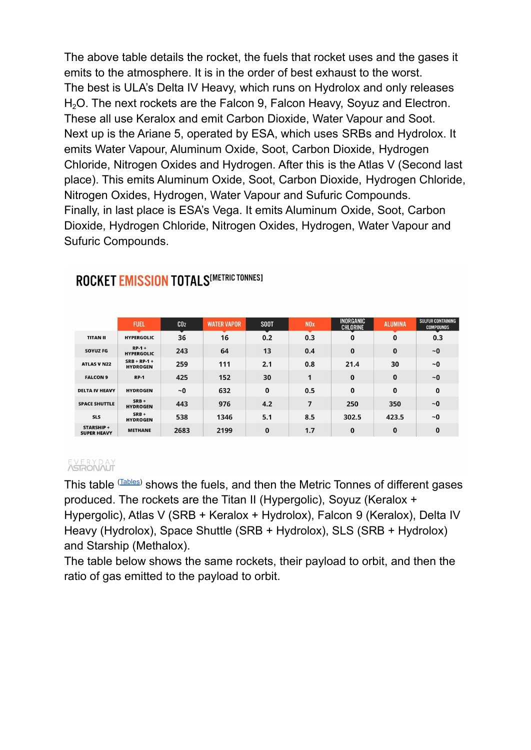The above table details the rocket, the fuels that rocket uses and the gases it emits to the atmosphere. It is in the order of best exhaust to the worst.
The best is ULA's Delta IV Heavy, which runs on Hydrolox and only releases $H_2O$. The next rockets are the Falcon 9, Falcon Heavy, Soyuz and Electron. These all use Keralox and emit Carbon Dioxide, Water Vapour and Soot.
Next up is the Ariane 5, operated by ESA, which uses SRBs and Hydrolox. It emits Water Vapour, Aluminum Oxide, Soot, Carbon Dioxide, Hydrogen Chloride, Nitrogen Oxides and Hydrogen. After this is the Atlas V (Second last place). This emits Aluminum Oxide, Soot, Carbon Dioxide, Hydrogen Chloride, Nitrogen Oxides, Hydrogen, Water Vapour and Sufuric Compounds.
Finally, in last place is ESA's Vega. It emits Aluminum Oxide, Soot, Carbon Dioxide, Hydrogen Chloride, Nitrogen Oxides, Hydrogen, Water Vapour and Sufuric Compounds.

**ROCKET EMISSION TOTALS** [METRIC TONNES]

| | FUEL | $CO_2$ | WATER VAPOR | SOOT | NOx | INORGANIC CHLORINE | ALUMINA | SULFUR CONTAINING COMPOUNDS |
|---|---|---|---|---|---|---|---|---|
| TITAN II | HYPERGOLIC | 36 | 16 | 0.2 | 0.3 | 0 | 0 | 0.3 |
| SOYUZ FG | RP-1 + HYPERGOLIC | 243 | 64 | 13 | 0.4 | 0 | 0 | ~0 |
| ATLAS V N22 | SRB + RP-1 + HYDROGEN | 259 | 111 | 2.1 | 0.8 | 21.4 | 30 | ~0 |
| FALCON 9 | RP-1 | 425 | 152 | 30 | 1 | 0 | 0 | ~0 |
| DELTA IV HEAVY | HYDROGEN | ~0 | 632 | 0 | 0.5 | 0 | 0 | 0 |
| SPACE SHUTTLE | SRB + HYDROGEN | 443 | 976 | 4.2 | 7 | 250 | 350 | ~0 |
| SLS | SRB + HYDROGEN | 538 | 1346 | 5.1 | 8.5 | 302.5 | 423.5 | ~0 |
| STARSHIP + SUPER HEAVY | METHANE | 2683 | 2199 | 0 | 1.7 | 0 | 0 | 0 |

EVERYDAY ASTRONAUT

This table [(Tables)] shows the fuels, and then the Metric Tonnes of different gases produced. The rockets are the Titan II (Hypergolic), Soyuz (Keralox + Hypergolic), Atlas V (SRB + Keralox + Hydrolox), Falcon 9 (Keralox), Delta IV Heavy (Hydrolox), Space Shuttle (SRB + Hydrolox), SLS (SRB + Hydrolox) and Starship (Methalox).
The table below shows the same rockets, their payload to orbit, and then the ratio of gas emitted to the payload to orbit.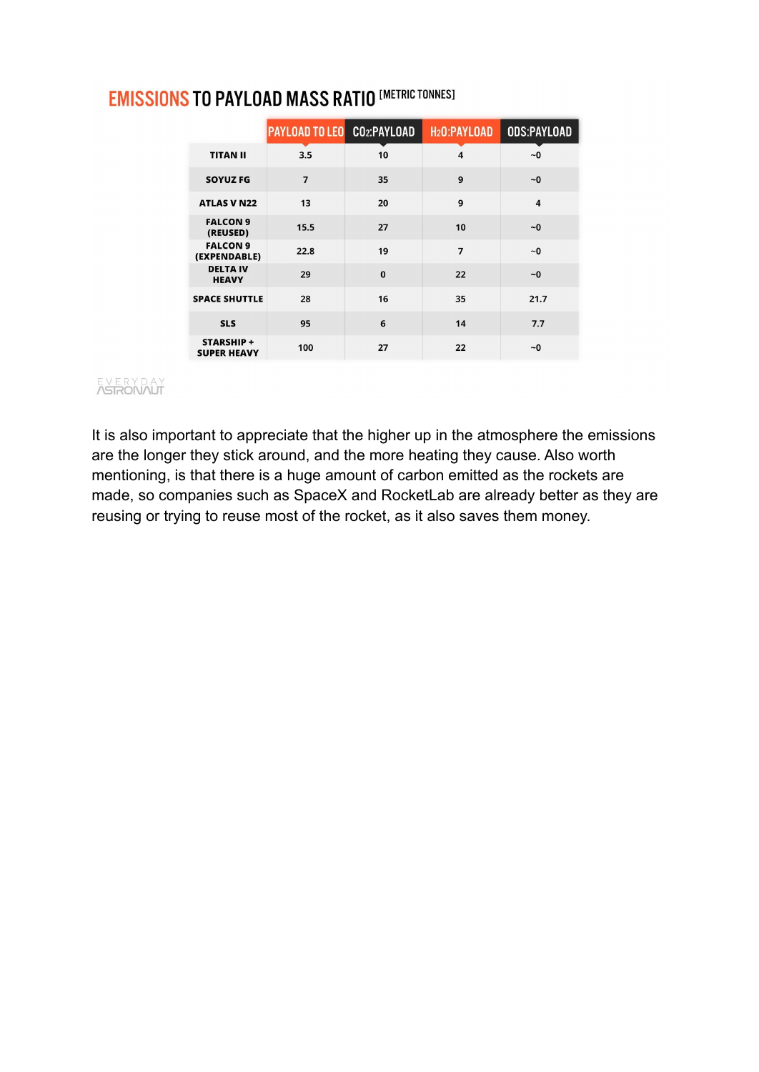## EMISSIONS TO PAYLOAD MASS RATIO [METRIC TONNES]

| | PAYLOAD TO LEO | $CO_2$:PAYLOAD | $H_2O$:PAYLOAD | ODS:PAYLOAD |
|---|---|---|---|---|
| TITAN II | 3.5 | 10 | 4 | ~0 |
| SOYUZ FG | 7 | 35 | 9 | ~0 |
| ATLAS V N22 | 13 | 20 | 9 | 4 |
| FALCON 9 (REUSED) | 15.5 | 27 | 10 | ~0 |
| FALCON 9 (EXPENDABLE) | 22.8 | 19 | 7 | ~0 |
| DELTA IV HEAVY | 29 | 0 | 22 | ~0 |
| SPACE SHUTTLE | 28 | 16 | 35 | 21.7 |
| SLS | 95 | 6 | 14 | 7.7 |
| STARSHIP + SUPER HEAVY | 100 | 27 | 22 | ~0 |

EVERYDAY ASTRONAUT

It is also important to appreciate that the higher up in the atmosphere the emissions are the longer they stick around, and the more heating they cause. Also worth mentioning, is that there is a huge amount of carbon emitted as the rockets are made, so companies such as SpaceX and RocketLab are already better as they are reusing or trying to reuse most of the rocket, as it also saves them money.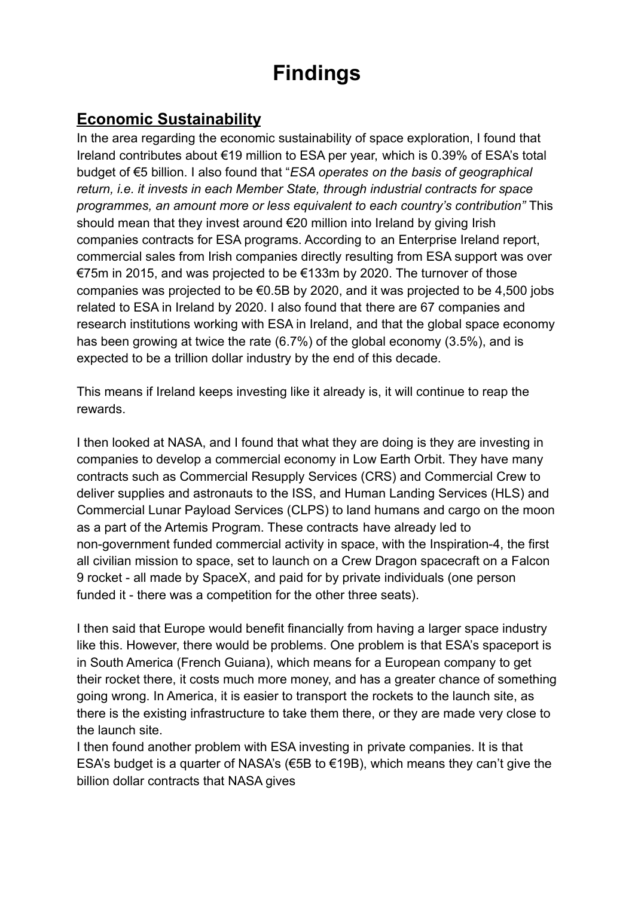# Findings

## Economic Sustainability

In the area regarding the economic sustainability of space exploration, I found that Ireland contributes about €19 million to ESA per year, which is 0.39% of ESA's total budget of €5 billion. I also found that "*ESA operates on the basis of geographical return, i.e. it invests in each Member State, through industrial contracts for space programmes, an amount more or less equivalent to each country's contribution"* This should mean that they invest around €20 million into Ireland by giving Irish companies contracts for ESA programs. According to an Enterprise Ireland report, commercial sales from Irish companies directly resulting from ESA support was over €75m in 2015, and was projected to be €133m by 2020. The turnover of those companies was projected to be €0.5B by 2020, and it was projected to be 4,500 jobs related to ESA in Ireland by 2020. I also found that there are 67 companies and research institutions working with ESA in Ireland, and that the global space economy has been growing at twice the rate (6.7%) of the global economy (3.5%), and is expected to be a trillion dollar industry by the end of this decade.

This means if Ireland keeps investing like it already is, it will continue to reap the rewards.

I then looked at NASA, and I found that what they are doing is they are investing in companies to develop a commercial economy in Low Earth Orbit. They have many contracts such as Commercial Resupply Services (CRS) and Commercial Crew to deliver supplies and astronauts to the ISS, and Human Landing Services (HLS) and Commercial Lunar Payload Services (CLPS) to land humans and cargo on the moon as a part of the Artemis Program. These contracts have already led to non-government funded commercial activity in space, with the Inspiration-4, the first all civilian mission to space, set to launch on a Crew Dragon spacecraft on a Falcon 9 rocket - all made by SpaceX, and paid for by private individuals (one person funded it - there was a competition for the other three seats).

I then said that Europe would benefit financially from having a larger space industry like this. However, there would be problems. One problem is that ESA's spaceport is in South America (French Guiana), which means for a European company to get their rocket there, it costs much more money, and has a greater chance of something going wrong. In America, it is easier to transport the rockets to the launch site, as there is the existing infrastructure to take them there, or they are made very close to the launch site.

I then found another problem with ESA investing in private companies. It is that ESA's budget is a quarter of NASA's (€5B to €19B), which means they can't give the billion dollar contracts that NASA gives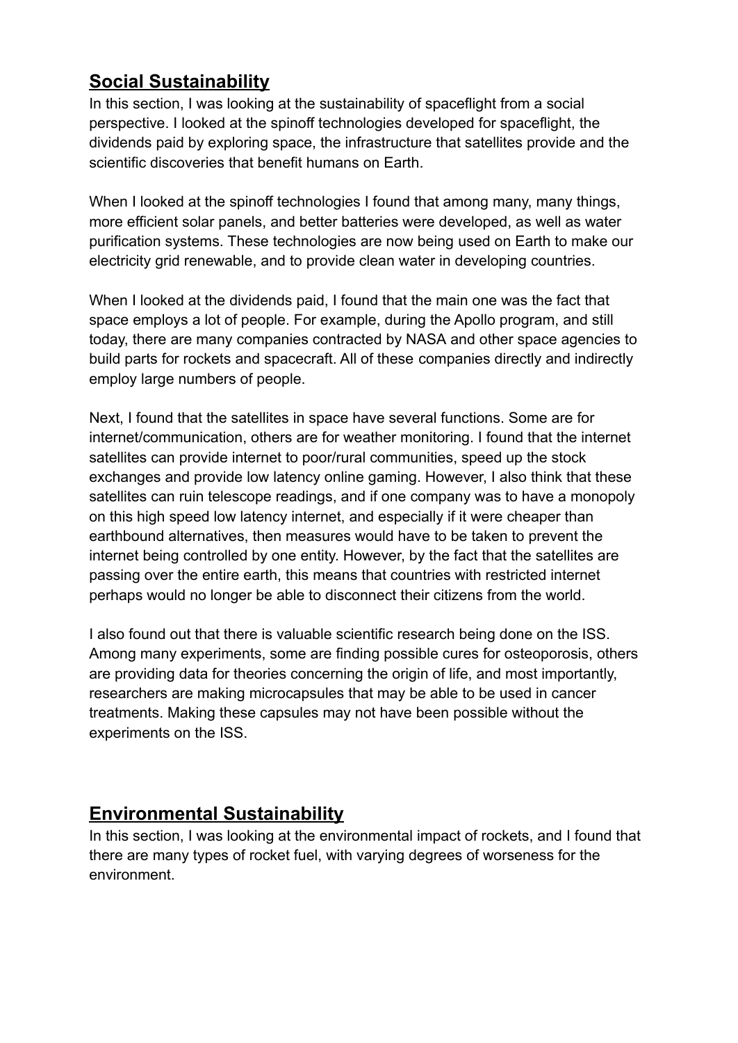## Social Sustainability

In this section, I was looking at the sustainability of spaceflight from a social perspective. I looked at the spinoff technologies developed for spaceflight, the dividends paid by exploring space, the infrastructure that satellites provide and the scientific discoveries that benefit humans on Earth.

When I looked at the spinoff technologies I found that among many, many things, more efficient solar panels, and better batteries were developed, as well as water purification systems. These technologies are now being used on Earth to make our electricity grid renewable, and to provide clean water in developing countries.

When I looked at the dividends paid, I found that the main one was the fact that space employs a lot of people. For example, during the Apollo program, and still today, there are many companies contracted by NASA and other space agencies to build parts for rockets and spacecraft. All of these companies directly and indirectly employ large numbers of people.

Next, I found that the satellites in space have several functions. Some are for internet/communication, others are for weather monitoring. I found that the internet satellites can provide internet to poor/rural communities, speed up the stock exchanges and provide low latency online gaming. However, I also think that these satellites can ruin telescope readings, and if one company was to have a monopoly on this high speed low latency internet, and especially if it were cheaper than earthbound alternatives, then measures would have to be taken to prevent the internet being controlled by one entity. However, by the fact that the satellites are passing over the entire earth, this means that countries with restricted internet perhaps would no longer be able to disconnect their citizens from the world.

I also found out that there is valuable scientific research being done on the ISS. Among many experiments, some are finding possible cures for osteoporosis, others are providing data for theories concerning the origin of life, and most importantly, researchers are making microcapsules that may be able to be used in cancer treatments. Making these capsules may not have been possible without the experiments on the ISS.

## Environmental Sustainability

In this section, I was looking at the environmental impact of rockets, and I found that there are many types of rocket fuel, with varying degrees of worseness for the environment.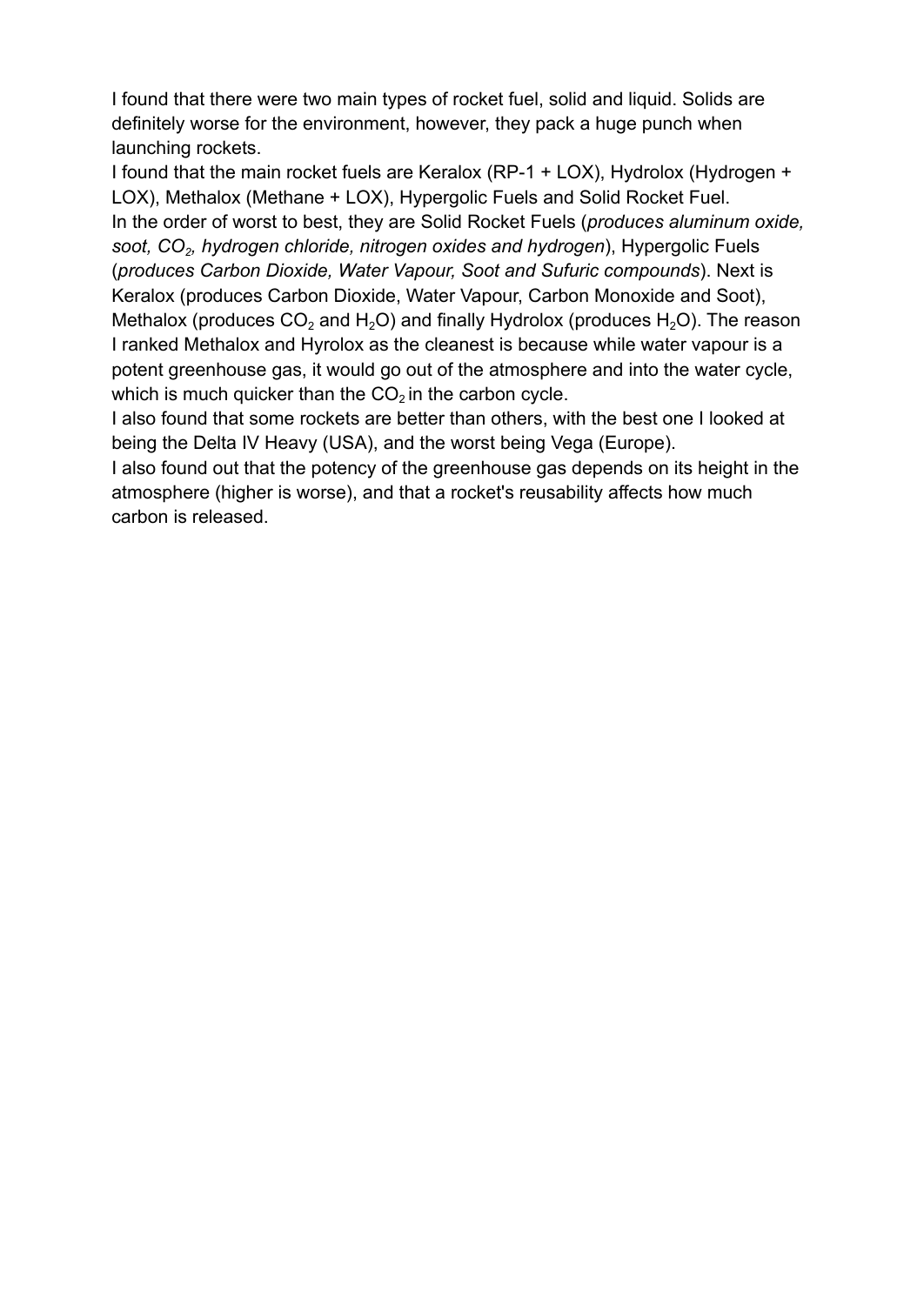I found that there were two main types of rocket fuel, solid and liquid. Solids are definitely worse for the environment, however, they pack a huge punch when launching rockets.

I found that the main rocket fuels are Keralox (RP-1 + LOX), Hydrolox (Hydrogen + LOX), Methalox (Methane + LOX), Hypergolic Fuels and Solid Rocket Fuel.

In the order of worst to best, they are Solid Rocket Fuels (*produces aluminum oxide, soot, $CO_2$, hydrogen chloride, nitrogen oxides and hydrogen*), Hypergolic Fuels (*produces Carbon Dioxide, Water Vapour, Soot and Sufuric compounds*). Next is Keralox (produces Carbon Dioxide, Water Vapour, Carbon Monoxide and Soot), Methalox (produces $CO_2$ and $H_2O$) and finally Hydrolox (produces $H_2O$). The reason I ranked Methalox and Hyrolox as the cleanest is because while water vapour is a potent greenhouse gas, it would go out of the atmosphere and into the water cycle, which is much quicker than the $CO_2$ in the carbon cycle.

I also found that some rockets are better than others, with the best one I looked at being the Delta IV Heavy (USA), and the worst being Vega (Europe).

I also found out that the potency of the greenhouse gas depends on its height in the atmosphere (higher is worse), and that a rocket's reusability affects how much carbon is released.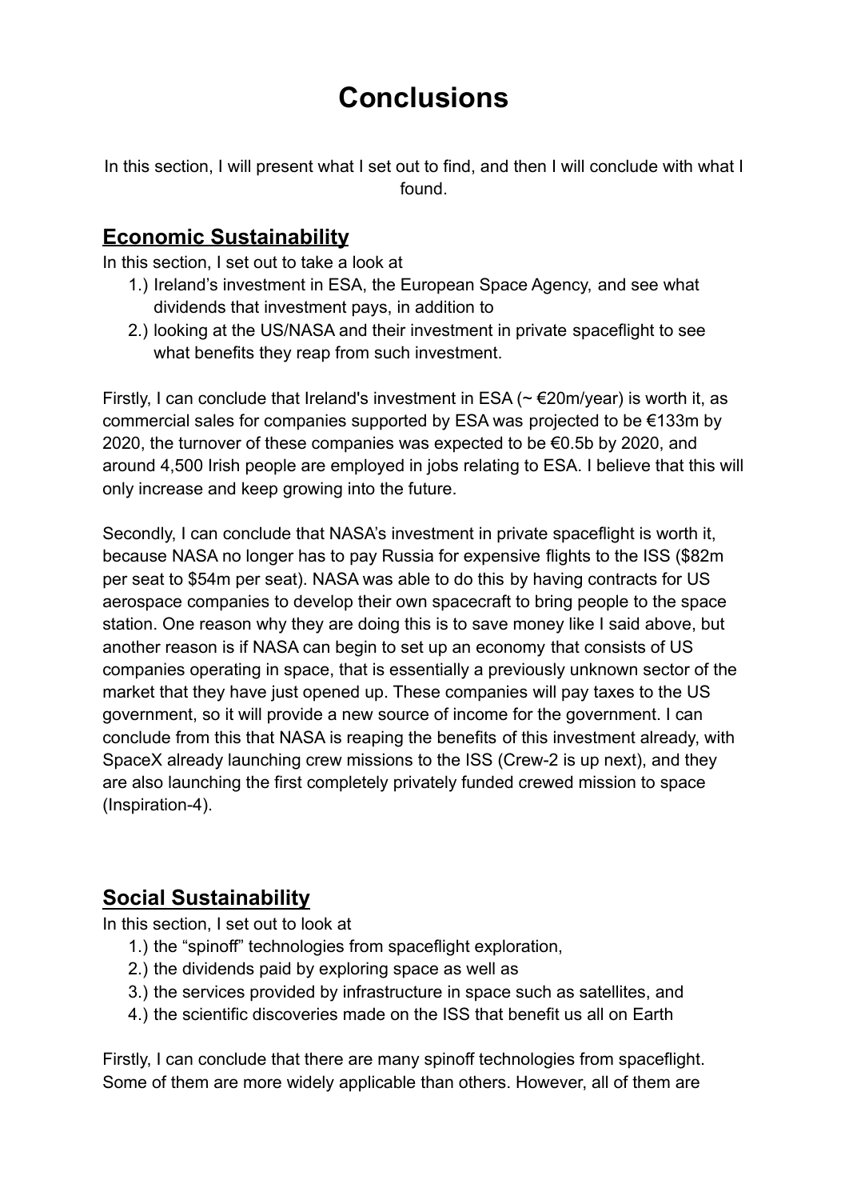# Conclusions

In this section, I will present what I set out to find, and then I will conclude with what I found.

## Economic Sustainability

In this section, I set out to take a look at

1.) Ireland's investment in ESA, the European Space Agency, and see what dividends that investment pays, in addition to
2.) looking at the US/NASA and their investment in private spaceflight to see what benefits they reap from such investment.

Firstly, I can conclude that Ireland's investment in ESA (~ €20m/year) is worth it, as commercial sales for companies supported by ESA was projected to be €133m by 2020, the turnover of these companies was expected to be €0.5b by 2020, and around 4,500 Irish people are employed in jobs relating to ESA. I believe that this will only increase and keep growing into the future.

Secondly, I can conclude that NASA's investment in private spaceflight is worth it, because NASA no longer has to pay Russia for expensive flights to the ISS ($82m per seat to $54m per seat). NASA was able to do this by having contracts for US aerospace companies to develop their own spacecraft to bring people to the space station. One reason why they are doing this is to save money like I said above, but another reason is if NASA can begin to set up an economy that consists of US companies operating in space, that is essentially a previously unknown sector of the market that they have just opened up. These companies will pay taxes to the US government, so it will provide a new source of income for the government. I can conclude from this that NASA is reaping the benefits of this investment already, with SpaceX already launching crew missions to the ISS (Crew-2 is up next), and they are also launching the first completely privately funded crewed mission to space (Inspiration-4).

## Social Sustainability

In this section, I set out to look at

1.) the "spinoff" technologies from spaceflight exploration,
2.) the dividends paid by exploring space as well as
3.) the services provided by infrastructure in space such as satellites, and
4.) the scientific discoveries made on the ISS that benefit us all on Earth

Firstly, I can conclude that there are many spinoff technologies from spaceflight. Some of them are more widely applicable than others. However, all of them are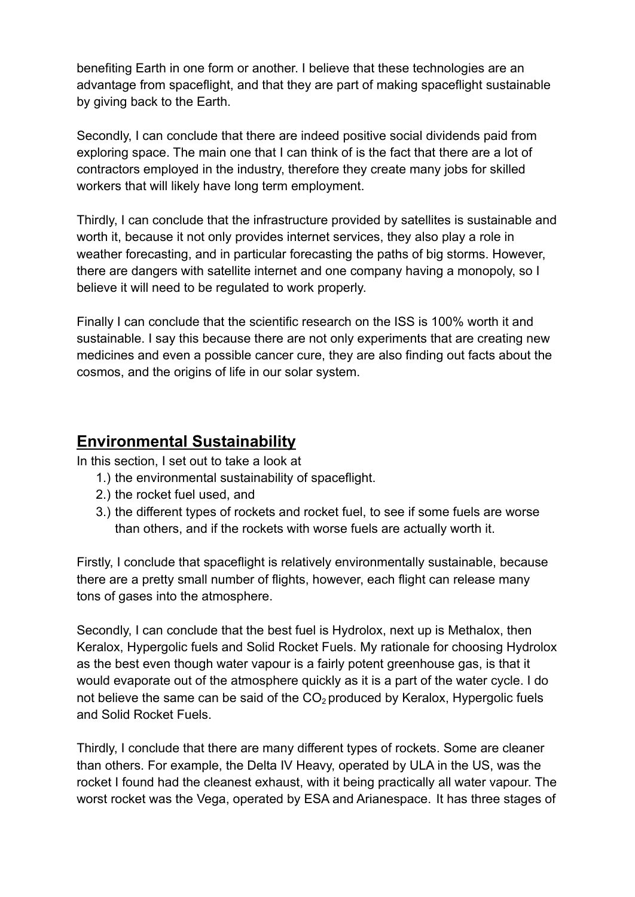benefiting Earth in one form or another. I believe that these technologies are an advantage from spaceflight, and that they are part of making spaceflight sustainable by giving back to the Earth.

Secondly, I can conclude that there are indeed positive social dividends paid from exploring space. The main one that I can think of is the fact that there are a lot of contractors employed in the industry, therefore they create many jobs for skilled workers that will likely have long term employment.

Thirdly, I can conclude that the infrastructure provided by satellites is sustainable and worth it, because it not only provides internet services, they also play a role in weather forecasting, and in particular forecasting the paths of big storms. However, there are dangers with satellite internet and one company having a monopoly, so I believe it will need to be regulated to work properly.

Finally I can conclude that the scientific research on the ISS is 100% worth it and sustainable. I say this because there are not only experiments that are creating new medicines and even a possible cancer cure, they are also finding out facts about the cosmos, and the origins of life in our solar system.

## Environmental Sustainability

In this section, I set out to take a look at

1.) the environmental sustainability of spaceflight.
2.) the rocket fuel used, and
3.) the different types of rockets and rocket fuel, to see if some fuels are worse than others, and if the rockets with worse fuels are actually worth it.

Firstly, I conclude that spaceflight is relatively environmentally sustainable, because there are a pretty small number of flights, however, each flight can release many tons of gases into the atmosphere.

Secondly, I can conclude that the best fuel is Hydrolox, next up is Methalox, then Keralox, Hypergolic fuels and Solid Rocket Fuels. My rationale for choosing Hydrolox as the best even though water vapour is a fairly potent greenhouse gas, is that it would evaporate out of the atmosphere quickly as it is a part of the water cycle. I do not believe the same can be said of the $CO_2$ produced by Keralox, Hypergolic fuels and Solid Rocket Fuels.

Thirdly, I conclude that there are many different types of rockets. Some are cleaner than others. For example, the Delta IV Heavy, operated by ULA in the US, was the rocket I found had the cleanest exhaust, with it being practically all water vapour. The worst rocket was the Vega, operated by ESA and Arianespace. It has three stages of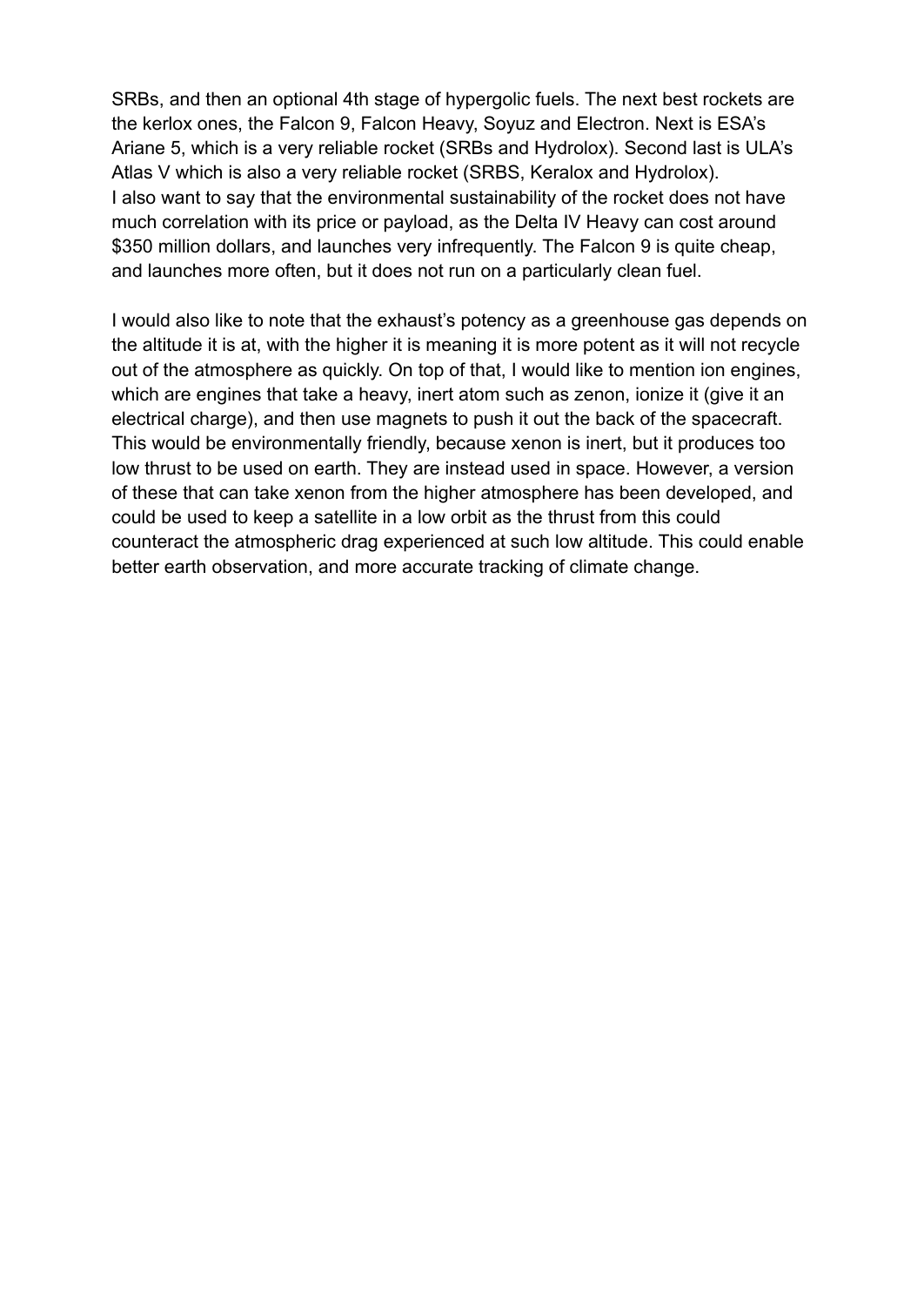SRBs, and then an optional 4th stage of hypergolic fuels. The next best rockets are the kerlox ones, the Falcon 9, Falcon Heavy, Soyuz and Electron. Next is ESA's Ariane 5, which is a very reliable rocket (SRBs and Hydrolox). Second last is ULA's Atlas V which is also a very reliable rocket (SRBS, Keralox and Hydrolox).
I also want to say that the environmental sustainability of the rocket does not have much correlation with its price or payload, as the Delta IV Heavy can cost around $350 million dollars, and launches very infrequently. The Falcon 9 is quite cheap, and launches more often, but it does not run on a particularly clean fuel.

I would also like to note that the exhaust's potency as a greenhouse gas depends on the altitude it is at, with the higher it is meaning it is more potent as it will not recycle out of the atmosphere as quickly. On top of that, I would like to mention ion engines, which are engines that take a heavy, inert atom such as zenon, ionize it (give it an electrical charge), and then use magnets to push it out the back of the spacecraft. This would be environmentally friendly, because xenon is inert, but it produces too low thrust to be used on earth. They are instead used in space. However, a version of these that can take xenon from the higher atmosphere has been developed, and could be used to keep a satellite in a low orbit as the thrust from this could counteract the atmospheric drag experienced at such low altitude. This could enable better earth observation, and more accurate tracking of climate change.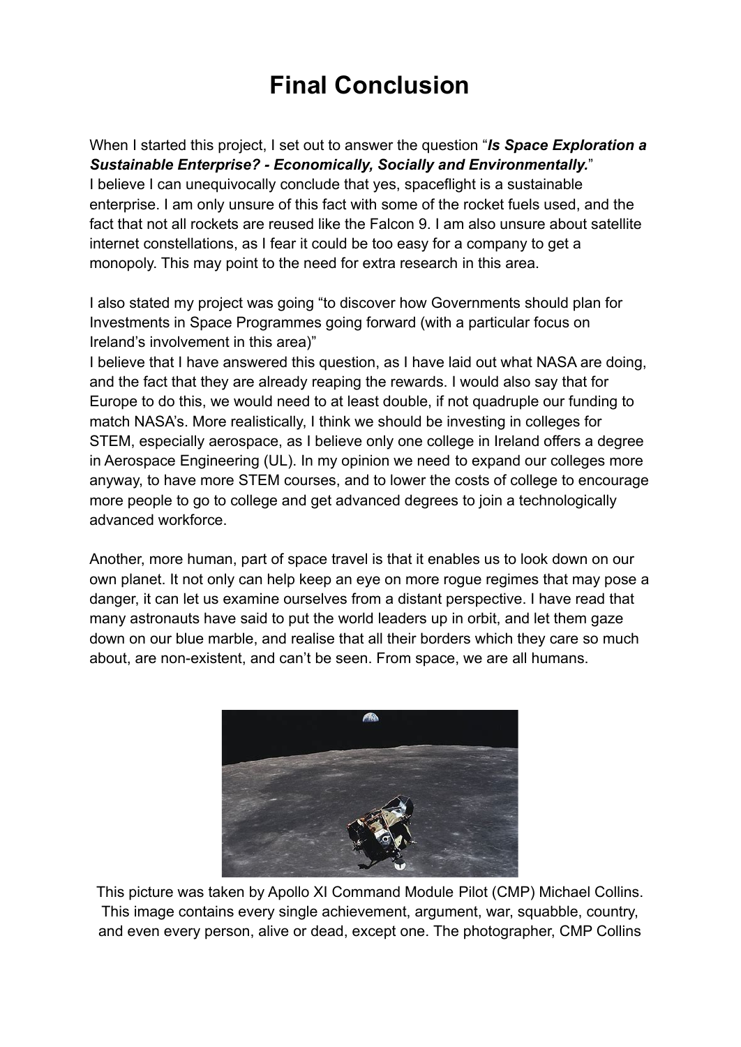# Final Conclusion

When I started this project, I set out to answer the question "***Is Space Exploration a Sustainable Enterprise? - Economically, Socially and Environmentally.***"
I believe I can unequivocally conclude that yes, spaceflight is a sustainable enterprise. I am only unsure of this fact with some of the rocket fuels used, and the fact that not all rockets are reused like the Falcon 9. I am also unsure about satellite internet constellations, as I fear it could be too easy for a company to get a monopoly. This may point to the need for extra research in this area.

I also stated my project was going "to discover how Governments should plan for Investments in Space Programmes going forward (with a particular focus on Ireland's involvement in this area)"
I believe that I have answered this question, as I have laid out what NASA are doing, and the fact that they are already reaping the rewards. I would also say that for Europe to do this, we would need to at least double, if not quadruple our funding to match NASA's. More realistically, I think we should be investing in colleges for STEM, especially aerospace, as I believe only one college in Ireland offers a degree in Aerospace Engineering (UL). In my opinion we need to expand our colleges more anyway, to have more STEM courses, and to lower the costs of college to encourage more people to go to college and get advanced degrees to join a technologically advanced workforce.

Another, more human, part of space travel is that it enables us to look down on our own planet. It not only can help keep an eye on more rogue regimes that may pose a danger, it can let us examine ourselves from a distant perspective. I have read that many astronauts have said to put the world leaders up in orbit, and let them gaze down on our blue marble, and realise that all their borders which they care so much about, are non-existent, and can't be seen. From space, we are all humans.

This picture was taken by Apollo XI Command Module Pilot (CMP) Michael Collins. This image contains every single achievement, argument, war, squabble, country, and even every person, alive or dead, except one. The photographer, CMP Collins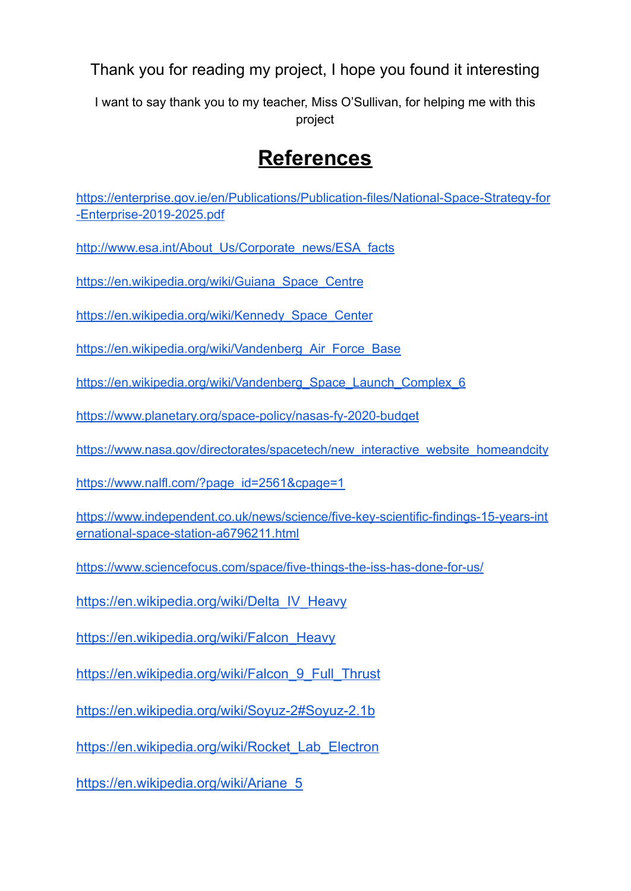Thank you for reading my project, I hope you found it interesting

I want to say thank you to my teacher, Miss O'Sullivan, for helping me with this project

# References

https://enterprise.gov.ie/en/Publications/Publication-files/National-Space-Strategy-for-Enterprise-2019-2025.pdf

http://www.esa.int/About_Us/Corporate_news/ESA_facts

https://en.wikipedia.org/wiki/Guiana_Space_Centre

https://en.wikipedia.org/wiki/Kennedy_Space_Center

https://en.wikipedia.org/wiki/Vandenberg_Air_Force_Base

https://en.wikipedia.org/wiki/Vandenberg_Space_Launch_Complex_6

https://www.planetary.org/space-policy/nasas-fy-2020-budget

https://www.nasa.gov/directorates/spacetech/new_interactive_website_homeandcity

https://www.nalfl.com/?page_id=2561&cpage=1

https://www.independent.co.uk/news/science/five-key-scientific-findings-15-years-international-space-station-a6796211.html

https://www.sciencefocus.com/space/five-things-the-iss-has-done-for-us/

https://en.wikipedia.org/wiki/Delta_IV_Heavy

https://en.wikipedia.org/wiki/Falcon_Heavy

https://en.wikipedia.org/wiki/Falcon_9_Full_Thrust

https://en.wikipedia.org/wiki/Soyuz-2#Soyuz-2.1b

https://en.wikipedia.org/wiki/Rocket_Lab_Electron

https://en.wikipedia.org/wiki/Ariane_5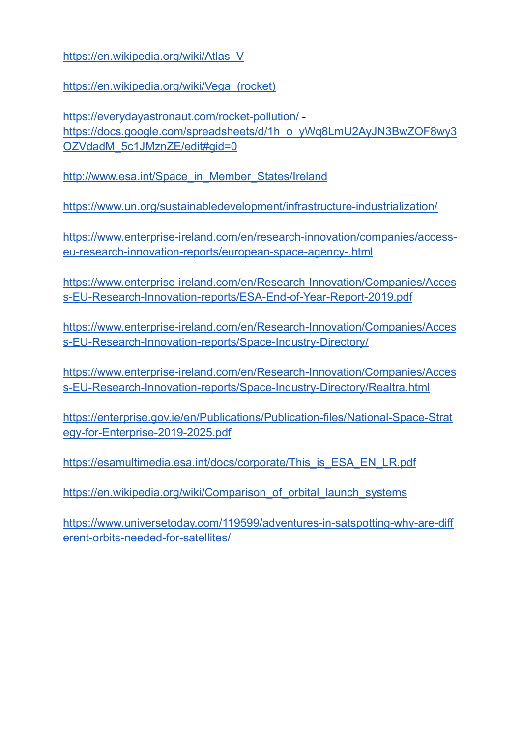https://en.wikipedia.org/wiki/Atlas_V

https://en.wikipedia.org/wiki/Vega_(rocket)

https://everydayastronaut.com/rocket-pollution/ - https://docs.google.com/spreadsheets/d/1h_o_yWq8LmU2AyJN3BwZOF8wy3OZVdadM_5c1JMznZE/edit#gid=0

http://www.esa.int/Space_in_Member_States/Ireland

https://www.un.org/sustainabledevelopment/infrastructure-industrialization/

https://www.enterprise-ireland.com/en/research-innovation/companies/access-eu-research-innovation-reports/european-space-agency-.html

https://www.enterprise-ireland.com/en/Research-Innovation/Companies/Access-EU-Research-Innovation-reports/ESA-End-of-Year-Report-2019.pdf

https://www.enterprise-ireland.com/en/Research-Innovation/Companies/Access-EU-Research-Innovation-reports/Space-Industry-Directory/

https://www.enterprise-ireland.com/en/Research-Innovation/Companies/Access-EU-Research-Innovation-reports/Space-Industry-Directory/Realtra.html

https://enterprise.gov.ie/en/Publications/Publication-files/National-Space-Strategy-for-Enterprise-2019-2025.pdf

https://esamultimedia.esa.int/docs/corporate/This_is_ESA_EN_LR.pdf

https://en.wikipedia.org/wiki/Comparison_of_orbital_launch_systems

https://www.universetoday.com/119599/adventures-in-satspotting-why-are-different-orbits-needed-for-satellites/